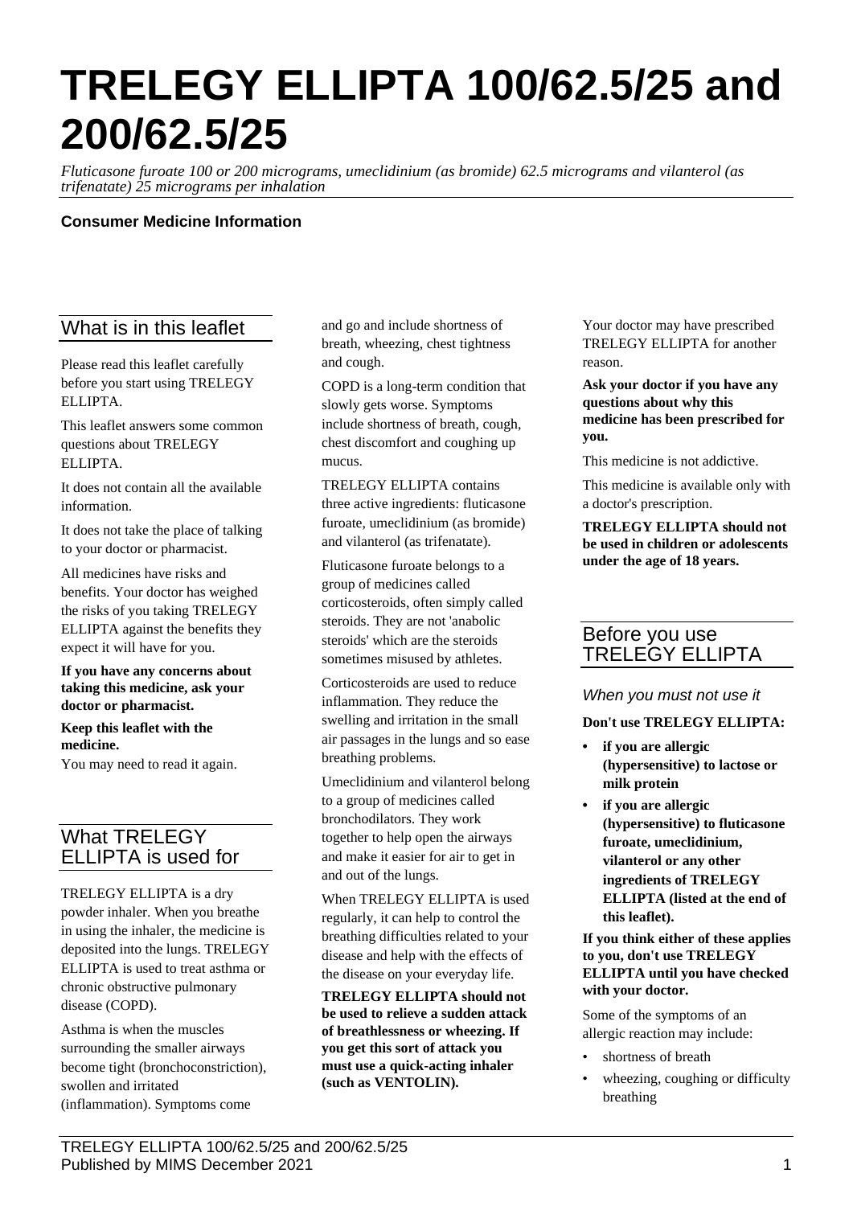# TRELEGY ELLIPTA 100/62.5/25 and 200/62.5/25

*Fluticasone furoate 100 or 200 micrograms, umeclidinium (as bromide) 62.5 micrograms and vilanterol (as trifenatate) 25 micrograms per inhalation*

**Consumer Medicine Information**

## What is in this leaflet

Please read this leaflet carefully before you start using TRELEGY ELLIPTA.

This leaflet answers some common questions about TRELEGY ELLIPTA.

It does not contain all the available information.

It does not take the place of talking to your doctor or pharmacist.

All medicines have risks and benefits. Your doctor has weighed the risks of you taking TRELEGY ELLIPTA against the benefits they expect it will have for you.

**If you have any concerns about taking this medicine, ask your doctor or pharmacist.**

**Keep this leaflet with the medicine.**
You may need to read it again.

## What TRELEGY ELLIPTA is used for

TRELEGY ELLIPTA is a dry powder inhaler. When you breathe in using the inhaler, the medicine is deposited into the lungs. TRELEGY ELLIPTA is used to treat asthma or chronic obstructive pulmonary disease (COPD).

Asthma is when the muscles surrounding the smaller airways become tight (bronchoconstriction), swollen and irritated (inflammation). Symptoms come and go and include shortness of breath, wheezing, chest tightness and cough.

COPD is a long-term condition that slowly gets worse. Symptoms include shortness of breath, cough, chest discomfort and coughing up mucus.

TRELEGY ELLIPTA contains three active ingredients: fluticasone furoate, umeclidinium (as bromide) and vilanterol (as trifenatate).

Fluticasone furoate belongs to a group of medicines called corticosteroids, often simply called steroids. They are not 'anabolic steroids' which are the steroids sometimes misused by athletes.

Corticosteroids are used to reduce inflammation. They reduce the swelling and irritation in the small air passages in the lungs and so ease breathing problems.

Umeclidinium and vilanterol belong to a group of medicines called bronchodilators. They work together to help open the airways and make it easier for air to get in and out of the lungs.

When TRELEGY ELLIPTA is used regularly, it can help to control the breathing difficulties related to your disease and help with the effects of the disease on your everyday life.

**TRELEGY ELLIPTA should not be used to relieve a sudden attack of breathlessness or wheezing. If you get this sort of attack you must use a quick-acting inhaler (such as VENTOLIN).**

Your doctor may have prescribed TRELEGY ELLIPTA for another reason.

**Ask your doctor if you have any questions about why this medicine has been prescribed for you.**

This medicine is not addictive.

This medicine is available only with a doctor's prescription.

**TRELEGY ELLIPTA should not be used in children or adolescents under the age of 18 years.**

## Before you use TRELEGY ELLIPTA

### *When you must not use it*

**Don't use TRELEGY ELLIPTA:**

- **if you are allergic (hypersensitive) to lactose or milk protein**
- **if you are allergic (hypersensitive) to fluticasone furoate, umeclidinium, vilanterol or any other ingredients of TRELEGY ELLIPTA (listed at the end of this leaflet).**

**If you think either of these applies to you, don't use TRELEGY ELLIPTA until you have checked with your doctor.**

Some of the symptoms of an allergic reaction may include:

- shortness of breath
- wheezing, coughing or difficulty breathing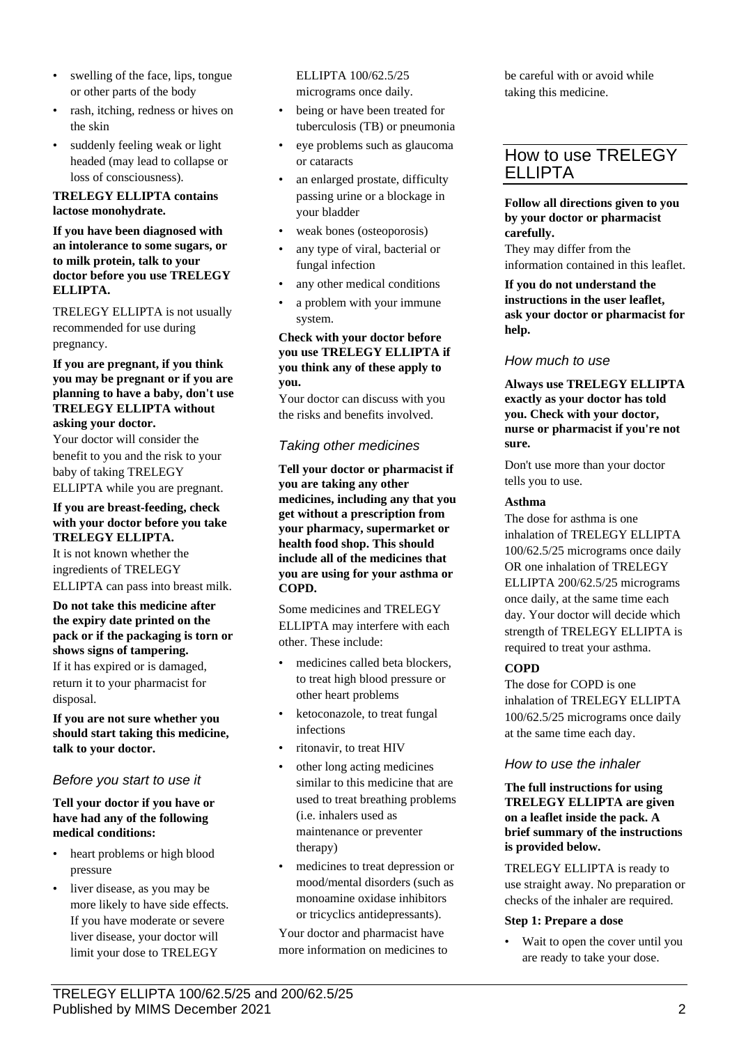- swelling of the face, lips, tongue or other parts of the body
- rash, itching, redness or hives on the skin
- suddenly feeling weak or light headed (may lead to collapse or loss of consciousness).

**TRELEGY ELLIPTA contains lactose monohydrate.**

**If you have been diagnosed with an intolerance to some sugars, or to milk protein, talk to your doctor before you use TRELEGY ELLIPTA.**

TRELEGY ELLIPTA is not usually recommended for use during pregnancy.

**If you are pregnant, if you think you may be pregnant or if you are planning to have a baby, don't use TRELEGY ELLIPTA without asking your doctor.**
Your doctor will consider the benefit to you and the risk to your baby of taking TRELEGY ELLIPTA while you are pregnant.

**If you are breast-feeding, check with your doctor before you take TRELEGY ELLIPTA.**
It is not known whether the ingredients of TRELEGY ELLIPTA can pass into breast milk.

**Do not take this medicine after the expiry date printed on the pack or if the packaging is torn or shows signs of tampering.**
If it has expired or is damaged, return it to your pharmacist for disposal.

**If you are not sure whether you should start taking this medicine, talk to your doctor.**

### *Before you start to use it*

**Tell your doctor if you have or have had any of the following medical conditions:**

- heart problems or high blood pressure
- liver disease, as you may be more likely to have side effects. If you have moderate or severe liver disease, your doctor will limit your dose to TRELEGY ELLIPTA 100/62.5/25 micrograms once daily.
- being or have been treated for tuberculosis (TB) or pneumonia
- eye problems such as glaucoma or cataracts
- an enlarged prostate, difficulty passing urine or a blockage in your bladder
- weak bones (osteoporosis)
- any type of viral, bacterial or fungal infection
- any other medical conditions
- a problem with your immune system.

**Check with your doctor before you use TRELEGY ELLIPTA if you think any of these apply to you.**
Your doctor can discuss with you the risks and benefits involved.

### *Taking other medicines*

**Tell your doctor or pharmacist if you are taking any other medicines, including any that you get without a prescription from your pharmacy, supermarket or health food shop. This should include all of the medicines that you are using for your asthma or COPD.**

Some medicines and TRELEGY ELLIPTA may interfere with each other. These include:

- medicines called beta blockers, to treat high blood pressure or other heart problems
- ketoconazole, to treat fungal infections
- ritonavir, to treat HIV
- other long acting medicines similar to this medicine that are used to treat breathing problems (i.e. inhalers used as maintenance or preventer therapy)
- medicines to treat depression or mood/mental disorders (such as monoamine oxidase inhibitors or tricyclics antidepressants).

Your doctor and pharmacist have more information on medicines to be careful with or avoid while taking this medicine.

## How to use TRELEGY ELLIPTA

**Follow all directions given to you by your doctor or pharmacist carefully.**
They may differ from the information contained in this leaflet.

**If you do not understand the instructions in the user leaflet, ask your doctor or pharmacist for help.**

### *How much to use*

**Always use TRELEGY ELLIPTA exactly as your doctor has told you. Check with your doctor, nurse or pharmacist if you're not sure.**

Don't use more than your doctor tells you to use.

**Asthma**
The dose for asthma is one inhalation of TRELEGY ELLIPTA 100/62.5/25 micrograms once daily OR one inhalation of TRELEGY ELLIPTA 200/62.5/25 micrograms once daily, at the same time each day. Your doctor will decide which strength of TRELEGY ELLIPTA is required to treat your asthma.

**COPD**
The dose for COPD is one inhalation of TRELEGY ELLIPTA 100/62.5/25 micrograms once daily at the same time each day.

### *How to use the inhaler*

**The full instructions for using TRELEGY ELLIPTA are given on a leaflet inside the pack. A brief summary of the instructions is provided below.**

TRELEGY ELLIPTA is ready to use straight away. No preparation or checks of the inhaler are required.

**Step 1: Prepare a dose**

- Wait to open the cover until you are ready to take your dose.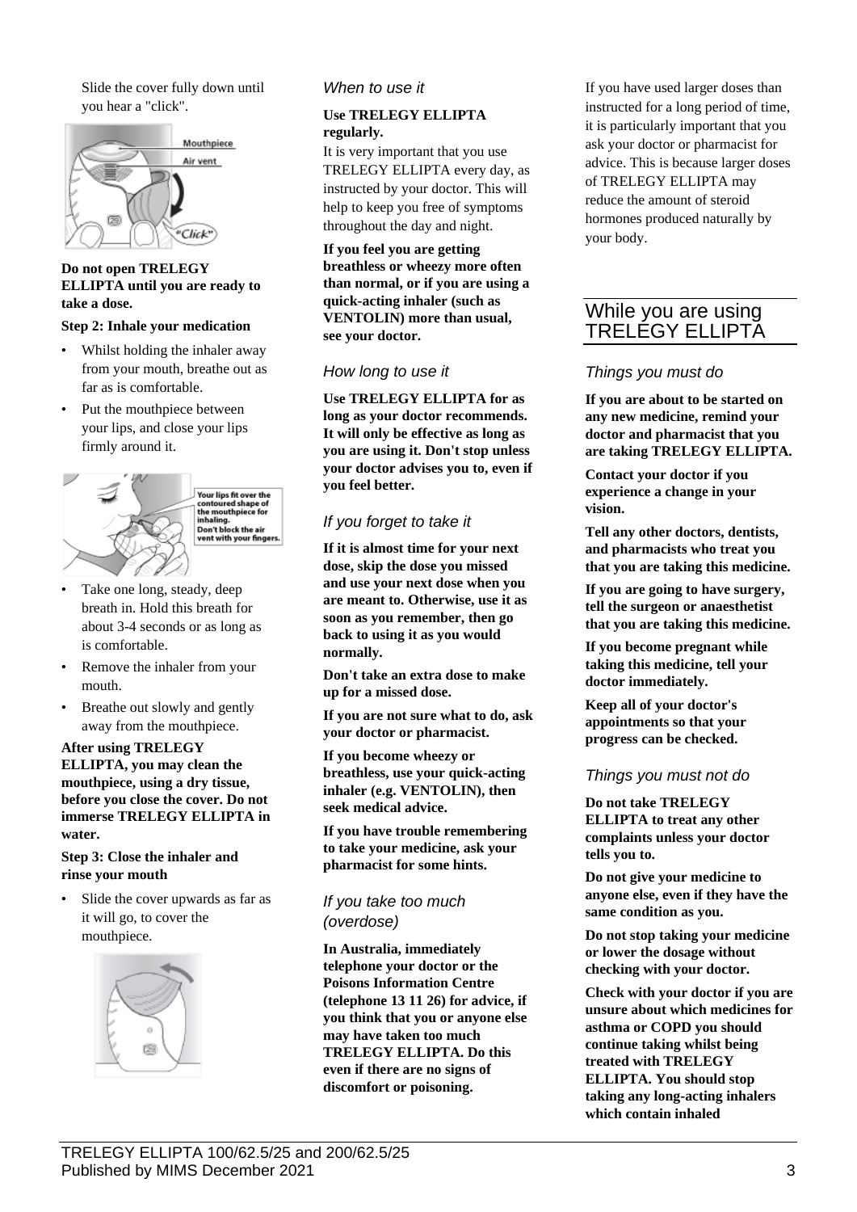Slide the cover fully down until you hear a "click".

**Do not open TRELEGY ELLIPTA until you are ready to take a dose.**

**Step 2: Inhale your medication**

- Whilst holding the inhaler away from your mouth, breathe out as far as is comfortable.
- Put the mouthpiece between your lips, and close your lips firmly around it.

- Take one long, steady, deep breath in. Hold this breath for about 3-4 seconds or as long as is comfortable.
- Remove the inhaler from your mouth.
- Breathe out slowly and gently away from the mouthpiece.

**After using TRELEGY ELLIPTA, you may clean the mouthpiece, using a dry tissue, before you close the cover. Do not immerse TRELEGY ELLIPTA in water.**

**Step 3: Close the inhaler and rinse your mouth**

- Slide the cover upwards as far as it will go, to cover the mouthpiece.

### *When to use it*

**Use TRELEGY ELLIPTA regularly.**

It is very important that you use TRELEGY ELLIPTA every day, as instructed by your doctor. This will help to keep you free of symptoms throughout the day and night.

**If you feel you are getting breathless or wheezy more often than normal, or if you are using a quick-acting inhaler (such as VENTOLIN) more than usual, see your doctor.**

### *How long to use it*

**Use TRELEGY ELLIPTA for as long as your doctor recommends. It will only be effective as long as you are using it. Don't stop unless your doctor advises you to, even if you feel better.**

### *If you forget to take it*

**If it is almost time for your next dose, skip the dose you missed and use your next dose when you are meant to. Otherwise, use it as soon as you remember, then go back to using it as you would normally.**

**Don't take an extra dose to make up for a missed dose.**

**If you are not sure what to do, ask your doctor or pharmacist.**

**If you become wheezy or breathless, use your quick-acting inhaler (e.g. VENTOLIN), then seek medical advice.**

**If you have trouble remembering to take your medicine, ask your pharmacist for some hints.**

### *If you take too much (overdose)*

**In Australia, immediately telephone your doctor or the Poisons Information Centre (telephone 13 11 26) for advice, if you think that you or anyone else may have taken too much TRELEGY ELLIPTA. Do this even if there are no signs of discomfort or poisoning.**

If you have used larger doses than instructed for a long period of time, it is particularly important that you ask your doctor or pharmacist for advice. This is because larger doses of TRELEGY ELLIPTA may reduce the amount of steroid hormones produced naturally by your body.

## While you are using TRELEGY ELLIPTA

### *Things you must do*

**If you are about to be started on any new medicine, remind your doctor and pharmacist that you are taking TRELEGY ELLIPTA.**

**Contact your doctor if you experience a change in your vision.**

**Tell any other doctors, dentists, and pharmacists who treat you that you are taking this medicine.**

**If you are going to have surgery, tell the surgeon or anaesthetist that you are taking this medicine.**

**If you become pregnant while taking this medicine, tell your doctor immediately.**

**Keep all of your doctor's appointments so that your progress can be checked.**

### *Things you must not do*

**Do not take TRELEGY ELLIPTA to treat any other complaints unless your doctor tells you to.**

**Do not give your medicine to anyone else, even if they have the same condition as you.**

**Do not stop taking your medicine or lower the dosage without checking with your doctor.**

**Check with your doctor if you are unsure about which medicines for asthma or COPD you should continue taking whilst being treated with TRELEGY ELLIPTA. You should stop taking any long-acting inhalers which contain inhaled**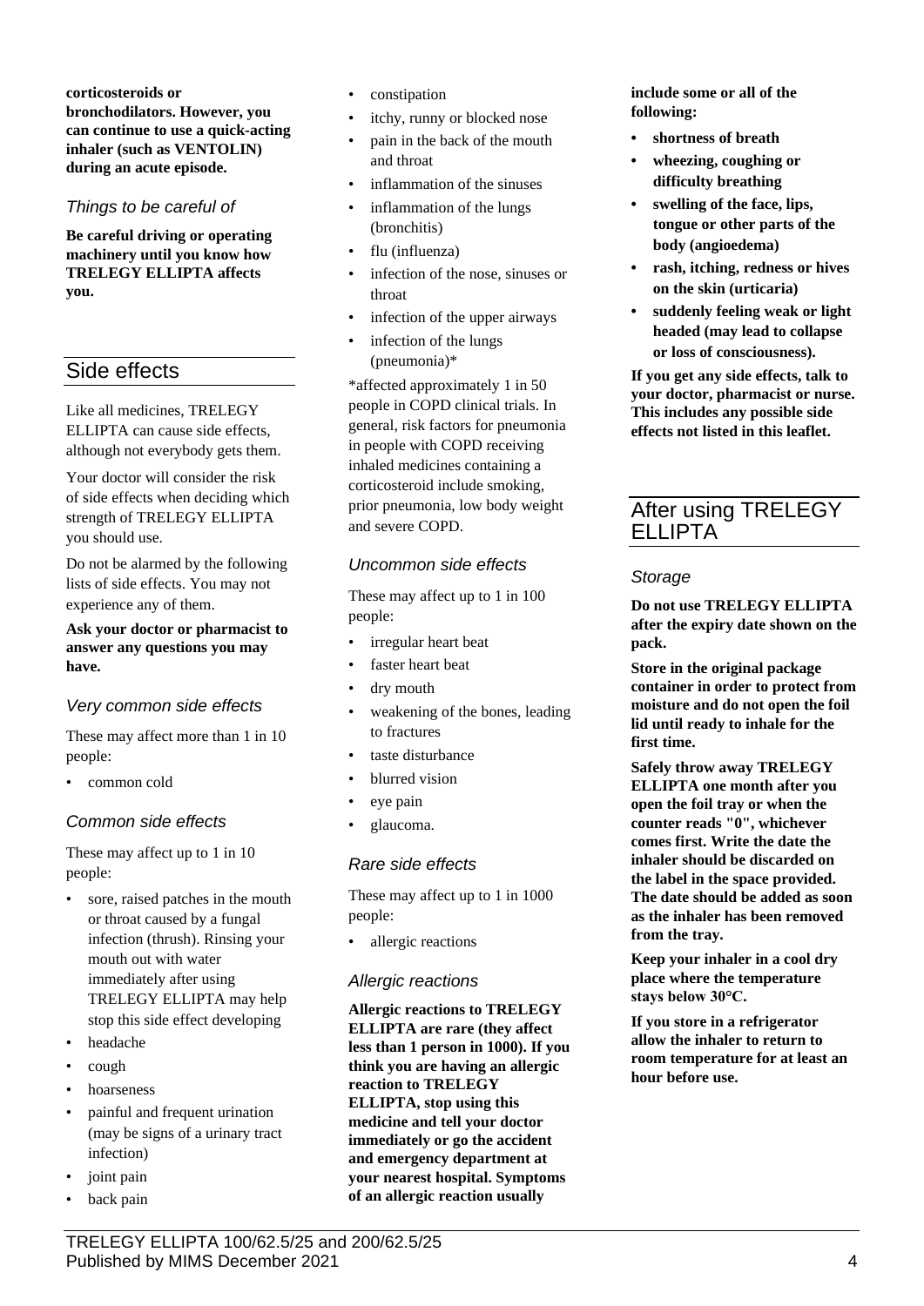**corticosteroids or bronchodilators. However, you can continue to use a quick-acting inhaler (such as VENTOLIN) during an acute episode.**

### *Things to be careful of*

**Be careful driving or operating machinery until you know how TRELEGY ELLIPTA affects you.**

## Side effects

Like all medicines, TRELEGY ELLIPTA can cause side effects, although not everybody gets them.

Your doctor will consider the risk of side effects when deciding which strength of TRELEGY ELLIPTA you should use.

Do not be alarmed by the following lists of side effects. You may not experience any of them.

**Ask your doctor or pharmacist to answer any questions you may have.**

### *Very common side effects*

These may affect more than 1 in 10 people:

- common cold

### *Common side effects*

These may affect up to 1 in 10 people:

- sore, raised patches in the mouth or throat caused by a fungal infection (thrush). Rinsing your mouth out with water immediately after using TRELEGY ELLIPTA may help stop this side effect developing
- headache
- cough
- hoarseness
- painful and frequent urination (may be signs of a urinary tract infection)
- joint pain
- back pain
- constipation
- itchy, runny or blocked nose
- pain in the back of the mouth and throat
- inflammation of the sinuses
- inflammation of the lungs (bronchitis)
- flu (influenza)
- infection of the nose, sinuses or throat
- infection of the upper airways
- infection of the lungs (pneumonia)*

*affected approximately 1 in 50 people in COPD clinical trials. In general, risk factors for pneumonia in people with COPD receiving inhaled medicines containing a corticosteroid include smoking, prior pneumonia, low body weight and severe COPD.

### *Uncommon side effects*

These may affect up to 1 in 100 people:

- irregular heart beat
- faster heart beat
- dry mouth
- weakening of the bones, leading to fractures
- taste disturbance
- blurred vision
- eye pain
- glaucoma.

### *Rare side effects*

These may affect up to 1 in 1000 people:

- allergic reactions

### *Allergic reactions*

**Allergic reactions to TRELEGY ELLIPTA are rare (they affect less than 1 person in 1000). If you think you are having an allergic reaction to TRELEGY ELLIPTA, stop using this medicine and tell your doctor immediately or go the accident and emergency department at your nearest hospital. Symptoms of an allergic reaction usually include some or all of the following:**

- **shortness of breath**
- **wheezing, coughing or difficulty breathing**
- **swelling of the face, lips, tongue or other parts of the body (angioedema)**
- **rash, itching, redness or hives on the skin (urticaria)**
- **suddenly feeling weak or light headed (may lead to collapse or loss of consciousness).**

**If you get any side effects, talk to your doctor, pharmacist or nurse. This includes any possible side effects not listed in this leaflet.**

## After using TRELEGY ELLIPTA

### *Storage*

**Do not use TRELEGY ELLIPTA after the expiry date shown on the pack.**

**Store in the original package container in order to protect from moisture and do not open the foil lid until ready to inhale for the first time.**

**Safely throw away TRELEGY ELLIPTA one month after you open the foil tray or when the counter reads "0", whichever comes first. Write the date the inhaler should be discarded on the label in the space provided. The date should be added as soon as the inhaler has been removed from the tray.**

**Keep your inhaler in a cool dry place where the temperature stays below 30°C.**

**If you store in a refrigerator allow the inhaler to return to room temperature for at least an hour before use.**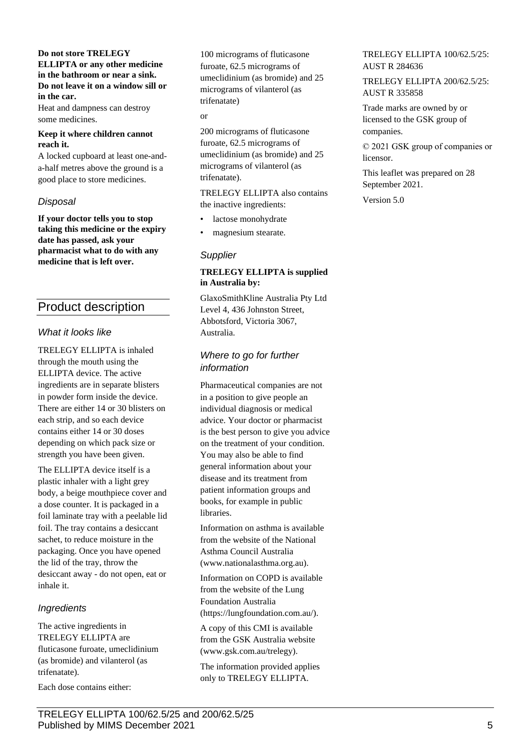**Do not store TRELEGY ELLIPTA or any other medicine in the bathroom or near a sink. Do not leave it on a window sill or in the car.**

Heat and dampness can destroy some medicines.

**Keep it where children cannot reach it.**

A locked cupboard at least one-and-a-half metres above the ground is a good place to store medicines.

### *Disposal*

**If your doctor tells you to stop taking this medicine or the expiry date has passed, ask your pharmacist what to do with any medicine that is left over.**

## Product description

### *What it looks like*

TRELEGY ELLIPTA is inhaled through the mouth using the ELLIPTA device. The active ingredients are in separate blisters in powder form inside the device. There are either 14 or 30 blisters on each strip, and so each device contains either 14 or 30 doses depending on which pack size or strength you have been given.

The ELLIPTA device itself is a plastic inhaler with a light grey body, a beige mouthpiece cover and a dose counter. It is packaged in a foil laminate tray with a peelable lid foil. The tray contains a desiccant sachet, to reduce moisture in the packaging. Once you have opened the lid of the tray, throw the desiccant away - do not open, eat or inhale it.

### *Ingredients*

The active ingredients in TRELEGY ELLIPTA are fluticasone furoate, umeclidinium (as bromide) and vilanterol (as trifenatate).

Each dose contains either:

100 micrograms of fluticasone furoate, 62.5 micrograms of umeclidinium (as bromide) and 25 micrograms of vilanterol (as trifenatate)

or

200 micrograms of fluticasone furoate, 62.5 micrograms of umeclidinium (as bromide) and 25 micrograms of vilanterol (as trifenatate).

TRELEGY ELLIPTA also contains the inactive ingredients:

- lactose monohydrate
- magnesium stearate.

### *Supplier*

**TRELEGY ELLIPTA is supplied in Australia by:**

GlaxoSmithKline Australia Pty Ltd
Level 4, 436 Johnston Street,
Abbotsford, Victoria 3067,
Australia.

### *Where to go for further information*

Pharmaceutical companies are not in a position to give people an individual diagnosis or medical advice. Your doctor or pharmacist is the best person to give you advice on the treatment of your condition. You may also be able to find general information about your disease and its treatment from patient information groups and books, for example in public libraries.

Information on asthma is available from the website of the National Asthma Council Australia (www.nationalasthma.org.au).

Information on COPD is available from the website of the Lung Foundation Australia (https://lungfoundation.com.au/).

A copy of this CMI is available from the GSK Australia website (www.gsk.com.au/trelegy).

The information provided applies only to TRELEGY ELLIPTA.

TRELEGY ELLIPTA 100/62.5/25: AUST R 284636

TRELEGY ELLIPTA 200/62.5/25: AUST R 335858

Trade marks are owned by or licensed to the GSK group of companies.

© 2021 GSK group of companies or licensor.

This leaflet was prepared on 28 September 2021.

Version 5.0